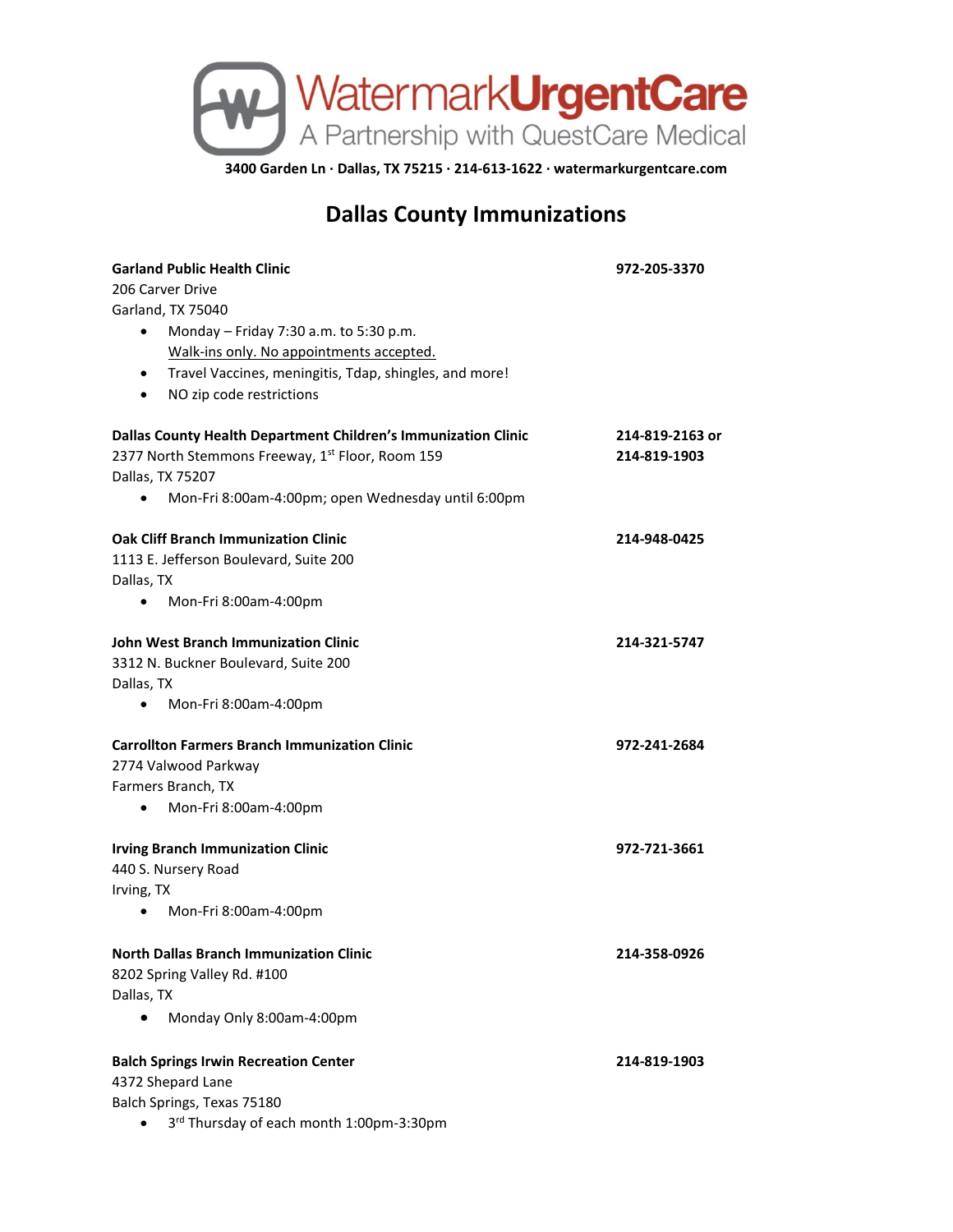**WatermarkUrgentCare**
A Partnership with QuestCare Medical

**3400 Garden Ln · Dallas, TX 75215 · 214-613-1622 · watermarkurgentcare.com**

# Dallas County Immunizations

**Garland Public Health Clinic** — **972-205-3370**
206 Carver Drive
Garland, TX 75040

- Monday – Friday 7:30 a.m. to 5:30 p.m.
  Walk-ins only. No appointments accepted.
- Travel Vaccines, meningitis, Tdap, shingles, and more!
- NO zip code restrictions

**Dallas County Health Department Children's Immunization Clinic** — **214-819-2163 or 214-819-1903**
2377 North Stemmons Freeway, 1st Floor, Room 159
Dallas, TX 75207

- Mon-Fri 8:00am-4:00pm; open Wednesday until 6:00pm

**Oak Cliff Branch Immunization Clinic** — **214-948-0425**
1113 E. Jefferson Boulevard, Suite 200
Dallas, TX

- Mon-Fri 8:00am-4:00pm

**John West Branch Immunization Clinic** — **214-321-5747**
3312 N. Buckner Boulevard, Suite 200
Dallas, TX

- Mon-Fri 8:00am-4:00pm

**Carrollton Farmers Branch Immunization Clinic** — **972-241-2684**
2774 Valwood Parkway
Farmers Branch, TX

- Mon-Fri 8:00am-4:00pm

**Irving Branch Immunization Clinic** — **972-721-3661**
440 S. Nursery Road
Irving, TX

- Mon-Fri 8:00am-4:00pm

**North Dallas Branch Immunization Clinic** — **214-358-0926**
8202 Spring Valley Rd. #100
Dallas, TX

- Monday Only 8:00am-4:00pm

**Balch Springs Irwin Recreation Center** — **214-819-1903**
4372 Shepard Lane
Balch Springs, Texas 75180

- 3rd Thursday of each month 1:00pm-3:30pm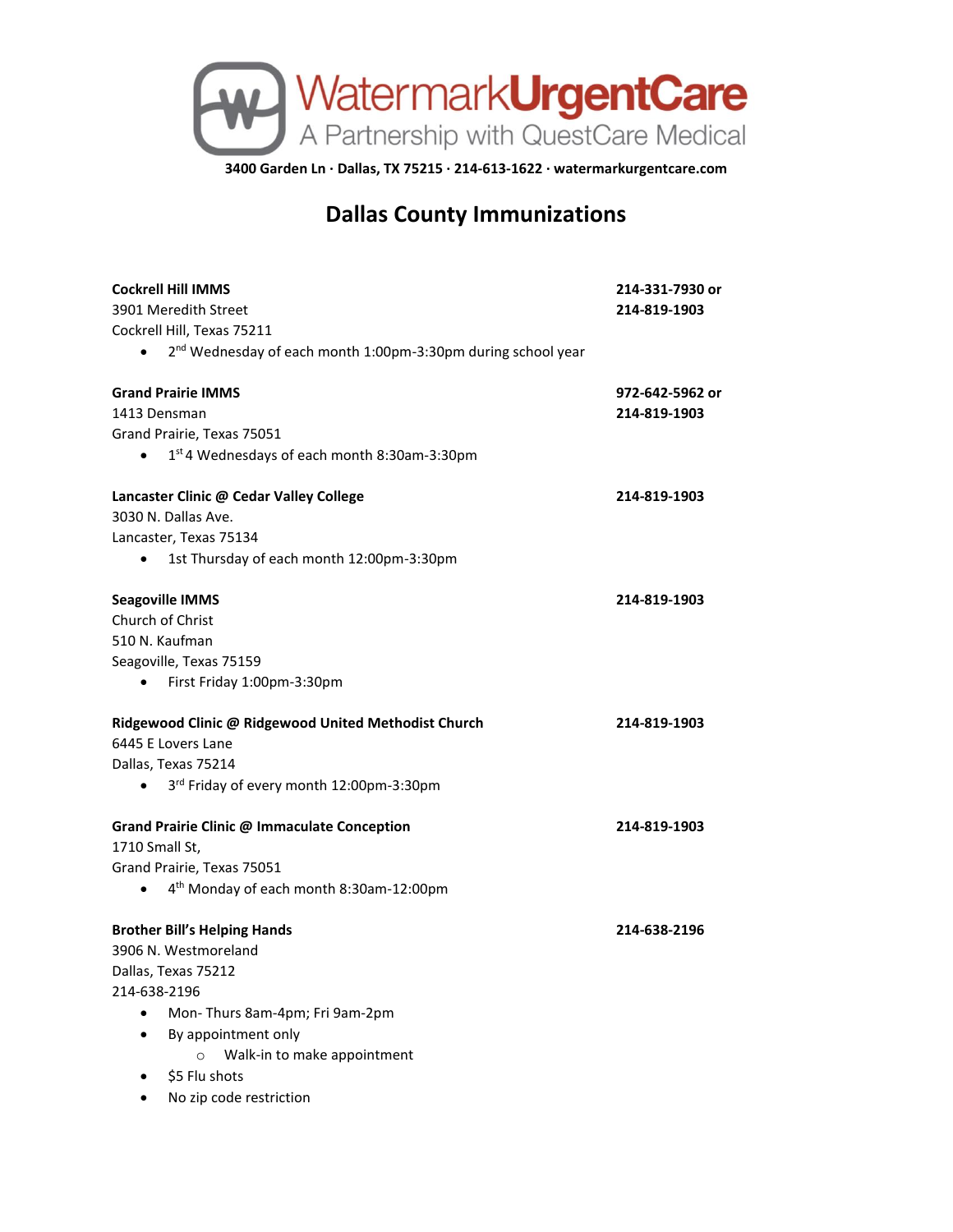WatermarkUrgentCare
A Partnership with QuestCare Medical

**3400 Garden Ln · Dallas, TX 75215 · 214-613-1622 · watermarkurgentcare.com**

# Dallas County Immunizations

**Cockrell Hill IMMS** — **214-331-7930 or 214-819-1903**
3901 Meredith Street
Cockrell Hill, Texas 75211

- 2nd Wednesday of each month 1:00pm-3:30pm during school year

**Grand Prairie IMMS** — **972-642-5962 or 214-819-1903**
1413 Densman
Grand Prairie, Texas 75051

- 1st 4 Wednesdays of each month 8:30am-3:30pm

**Lancaster Clinic @ Cedar Valley College** — **214-819-1903**
3030 N. Dallas Ave.
Lancaster, Texas 75134

- 1st Thursday of each month 12:00pm-3:30pm

**Seagoville IMMS** — **214-819-1903**
Church of Christ
510 N. Kaufman
Seagoville, Texas 75159

- First Friday 1:00pm-3:30pm

**Ridgewood Clinic @ Ridgewood United Methodist Church** — **214-819-1903**
6445 E Lovers Lane
Dallas, Texas 75214

- 3rd Friday of every month 12:00pm-3:30pm

**Grand Prairie Clinic @ Immaculate Conception** — **214-819-1903**
1710 Small St,
Grand Prairie, Texas 75051

- 4th Monday of each month 8:30am-12:00pm

**Brother Bill's Helping Hands** — **214-638-2196**
3906 N. Westmoreland
Dallas, Texas 75212
214-638-2196

- Mon- Thurs 8am-4pm; Fri 9am-2pm
- By appointment only
  - Walk-in to make appointment
- $5 Flu shots
- No zip code restriction